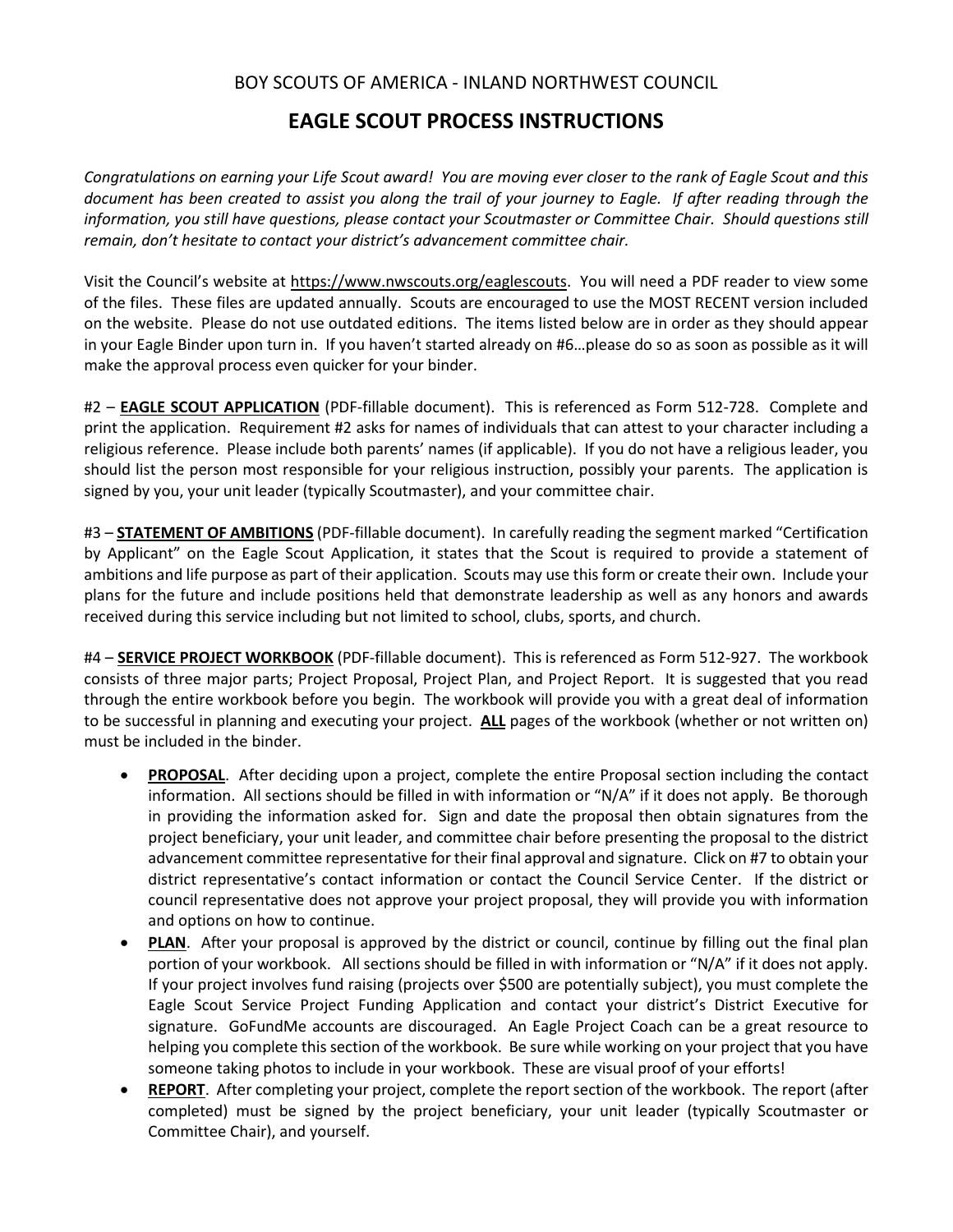BOY SCOUTS OF AMERICA - INLAND NORTHWEST COUNCIL

# EAGLE SCOUT PROCESS INSTRUCTIONS

*Congratulations on earning your Life Scout award! You are moving ever closer to the rank of Eagle Scout and this document has been created to assist you along the trail of your journey to Eagle. If after reading through the information, you still have questions, please contact your Scoutmaster or Committee Chair. Should questions still remain, don't hesitate to contact your district's advancement committee chair.*

Visit the Council's website at https://www.nwscouts.org/eaglescouts. You will need a PDF reader to view some of the files. These files are updated annually. Scouts are encouraged to use the MOST RECENT version included on the website. Please do not use outdated editions. The items listed below are in order as they should appear in your Eagle Binder upon turn in. If you haven't started already on #6…please do so as soon as possible as it will make the approval process even quicker for your binder.

#2 – **EAGLE SCOUT APPLICATION** (PDF-fillable document). This is referenced as Form 512-728. Complete and print the application. Requirement #2 asks for names of individuals that can attest to your character including a religious reference. Please include both parents' names (if applicable). If you do not have a religious leader, you should list the person most responsible for your religious instruction, possibly your parents. The application is signed by you, your unit leader (typically Scoutmaster), and your committee chair.

#3 – **STATEMENT OF AMBITIONS** (PDF-fillable document). In carefully reading the segment marked "Certification by Applicant" on the Eagle Scout Application, it states that the Scout is required to provide a statement of ambitions and life purpose as part of their application. Scouts may use this form or create their own. Include your plans for the future and include positions held that demonstrate leadership as well as any honors and awards received during this service including but not limited to school, clubs, sports, and church.

#4 – **SERVICE PROJECT WORKBOOK** (PDF-fillable document). This is referenced as Form 512-927. The workbook consists of three major parts; Project Proposal, Project Plan, and Project Report. It is suggested that you read through the entire workbook before you begin. The workbook will provide you with a great deal of information to be successful in planning and executing your project. **ALL** pages of the workbook (whether or not written on) must be included in the binder.

- **PROPOSAL**. After deciding upon a project, complete the entire Proposal section including the contact information. All sections should be filled in with information or "N/A" if it does not apply. Be thorough in providing the information asked for. Sign and date the proposal then obtain signatures from the project beneficiary, your unit leader, and committee chair before presenting the proposal to the district advancement committee representative for their final approval and signature. Click on #7 to obtain your district representative's contact information or contact the Council Service Center. If the district or council representative does not approve your project proposal, they will provide you with information and options on how to continue.
- **PLAN**. After your proposal is approved by the district or council, continue by filling out the final plan portion of your workbook. All sections should be filled in with information or "N/A" if it does not apply. If your project involves fund raising (projects over $500 are potentially subject), you must complete the Eagle Scout Service Project Funding Application and contact your district's District Executive for signature. GoFundMe accounts are discouraged. An Eagle Project Coach can be a great resource to helping you complete this section of the workbook. Be sure while working on your project that you have someone taking photos to include in your workbook. These are visual proof of your efforts!
- **REPORT**. After completing your project, complete the report section of the workbook. The report (after completed) must be signed by the project beneficiary, your unit leader (typically Scoutmaster or Committee Chair), and yourself.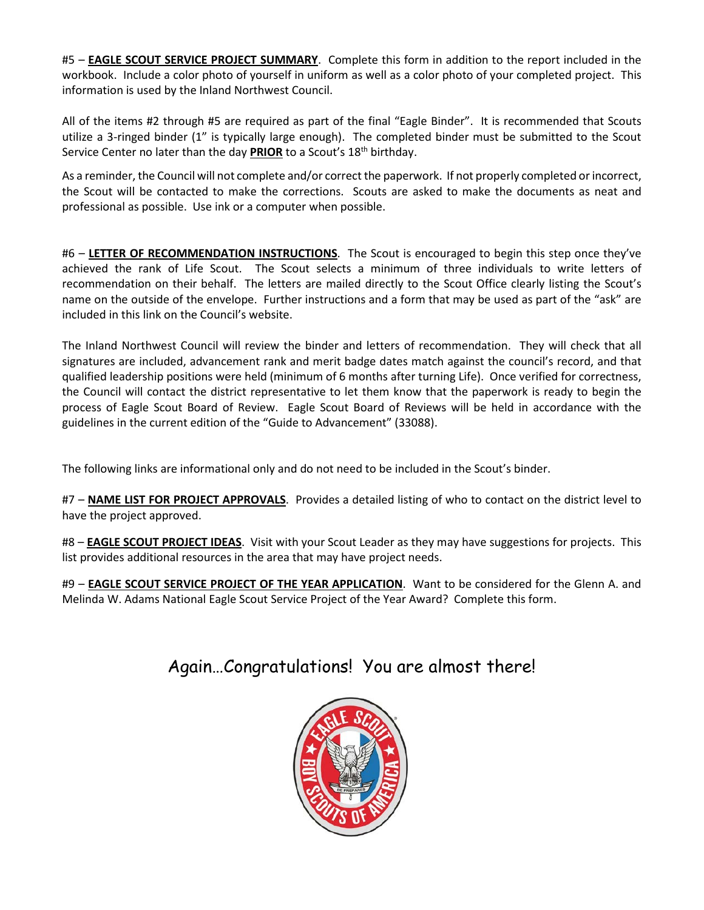#5 – **EAGLE SCOUT SERVICE PROJECT SUMMARY**. Complete this form in addition to the report included in the workbook. Include a color photo of yourself in uniform as well as a color photo of your completed project. This information is used by the Inland Northwest Council.

All of the items #2 through #5 are required as part of the final "Eagle Binder". It is recommended that Scouts utilize a 3-ringed binder (1" is typically large enough). The completed binder must be submitted to the Scout Service Center no later than the day **PRIOR** to a Scout's 18th birthday.

As a reminder, the Council will not complete and/or correct the paperwork. If not properly completed or incorrect, the Scout will be contacted to make the corrections. Scouts are asked to make the documents as neat and professional as possible. Use ink or a computer when possible.

#6 – **LETTER OF RECOMMENDATION INSTRUCTIONS**. The Scout is encouraged to begin this step once they've achieved the rank of Life Scout. The Scout selects a minimum of three individuals to write letters of recommendation on their behalf. The letters are mailed directly to the Scout Office clearly listing the Scout's name on the outside of the envelope. Further instructions and a form that may be used as part of the "ask" are included in this link on the Council's website.

The Inland Northwest Council will review the binder and letters of recommendation. They will check that all signatures are included, advancement rank and merit badge dates match against the council's record, and that qualified leadership positions were held (minimum of 6 months after turning Life). Once verified for correctness, the Council will contact the district representative to let them know that the paperwork is ready to begin the process of Eagle Scout Board of Review. Eagle Scout Board of Reviews will be held in accordance with the guidelines in the current edition of the "Guide to Advancement" (33088).

The following links are informational only and do not need to be included in the Scout's binder.

#7 – **NAME LIST FOR PROJECT APPROVALS**. Provides a detailed listing of who to contact on the district level to have the project approved.

#8 – **EAGLE SCOUT PROJECT IDEAS**. Visit with your Scout Leader as they may have suggestions for projects. This list provides additional resources in the area that may have project needs.

#9 – **EAGLE SCOUT SERVICE PROJECT OF THE YEAR APPLICATION**. Want to be considered for the Glenn A. and Melinda W. Adams National Eagle Scout Service Project of the Year Award? Complete this form.

## Again…Congratulations! You are almost there!